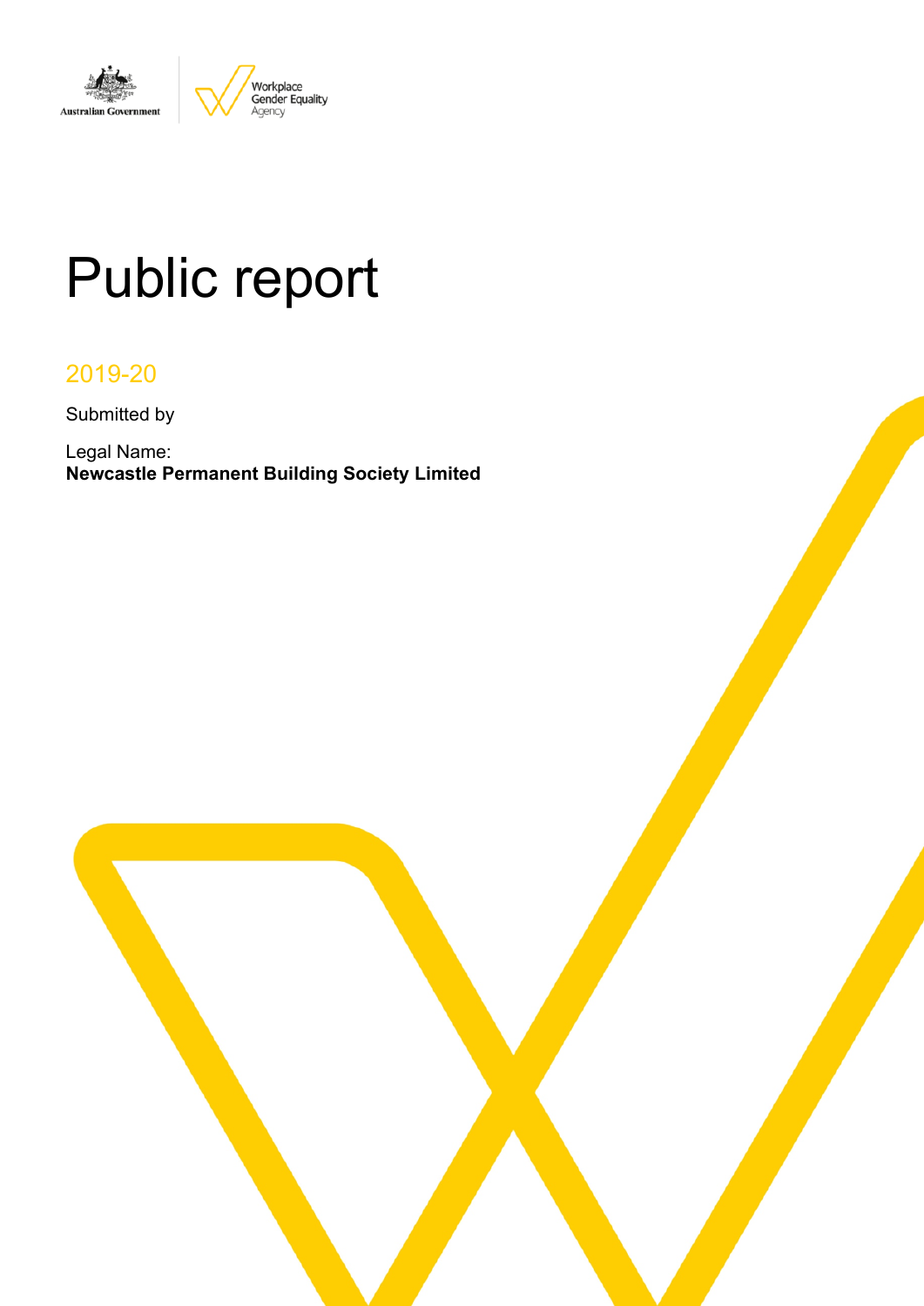Australian Government

Workplace Gender Equality Agency

# Public report

2019-20

Submitted by

Legal Name:
**Newcastle Permanent Building Society Limited**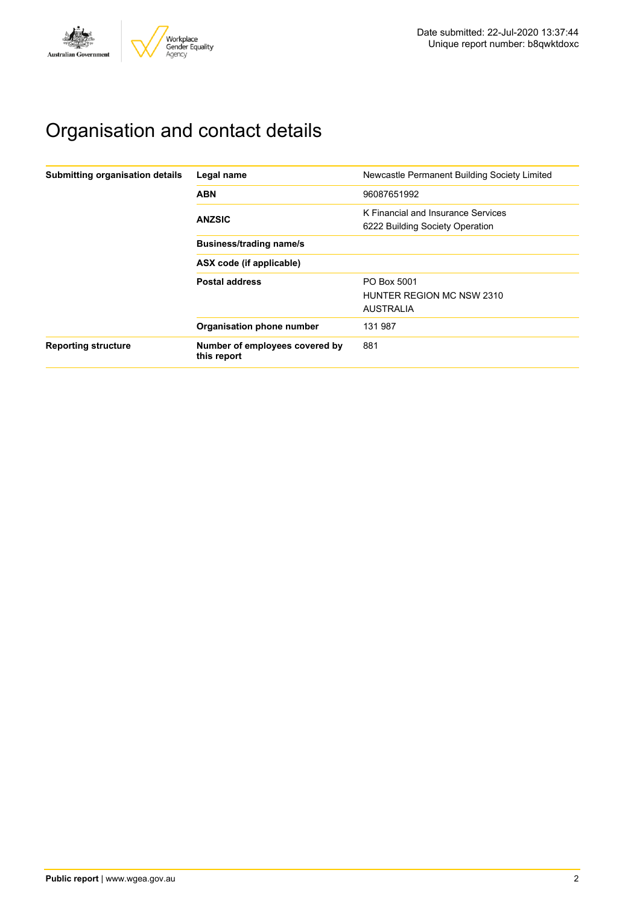Date submitted: 22-Jul-2020 13:37:44
Unique report number: b8qwktdoxc

# Organisation and contact details

| | | |
|---|---|---|
| **Submitting organisation details** | **Legal name** | Newcastle Permanent Building Society Limited |
| | **ABN** | 96087651992 |
| | **ANZSIC** | K Financial and Insurance Services<br>6222 Building Society Operation |
| | **Business/trading name/s** | |
| | **ASX code (if applicable)** | |
| | **Postal address** | PO Box 5001<br>HUNTER REGION MC NSW 2310<br>AUSTRALIA |
| | **Organisation phone number** | 131 987 |
| **Reporting structure** | **Number of employees covered by this report** | 881 |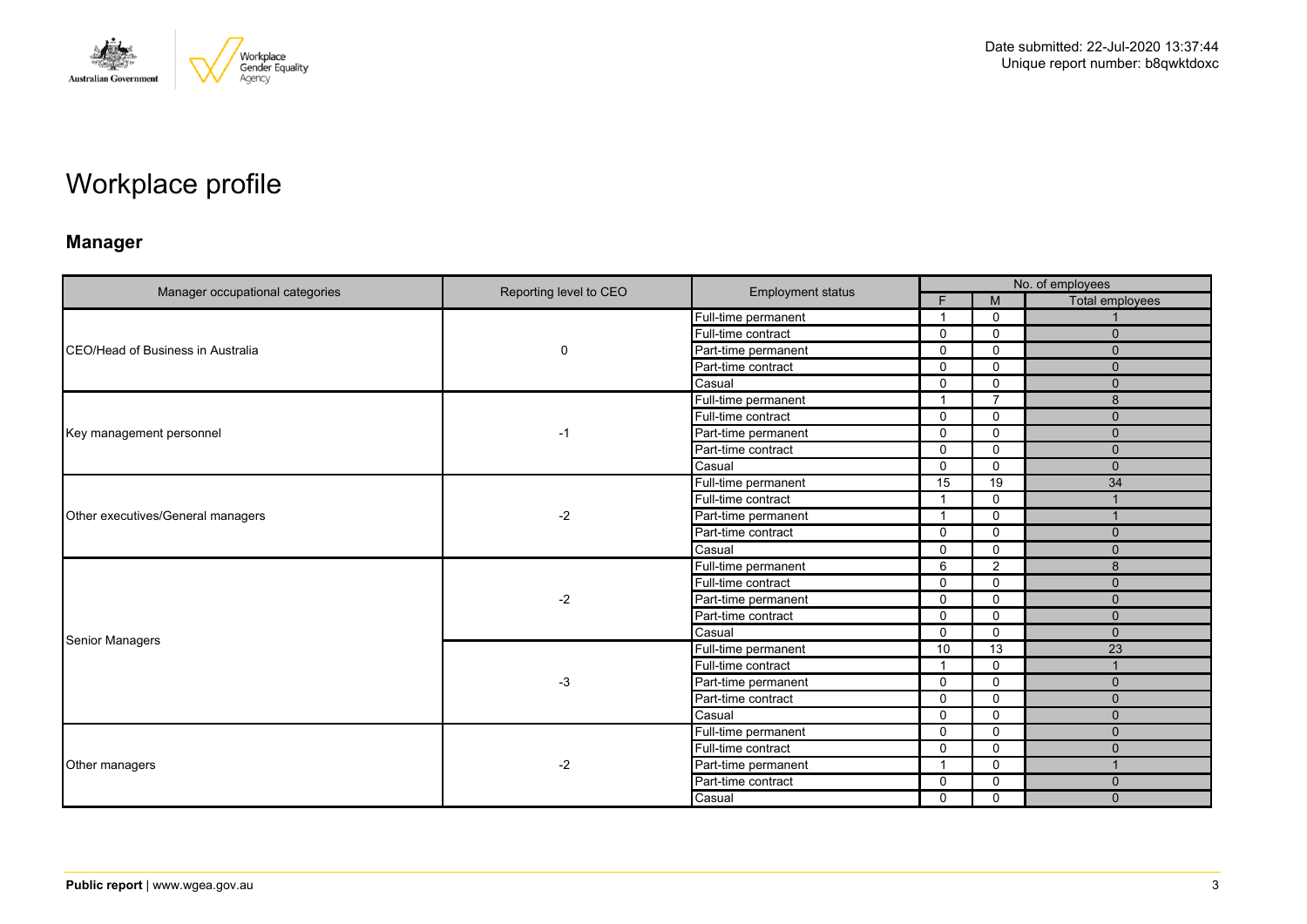Date submitted: 22-Jul-2020 13:37:44
Unique report number: b8qwktdoxc

# Workplace profile

## Manager

| Manager occupational categories | Reporting level to CEO | Employment status | No. of employees | | |
|---|---|---|---|---|---|
| | | | F | M | Total employees |
| CEO/Head of Business in Australia | 0 | Full-time permanent | 1 | 0 | 1 |
| | | Full-time contract | 0 | 0 | 0 |
| | | Part-time permanent | 0 | 0 | 0 |
| | | Part-time contract | 0 | 0 | 0 |
| | | Casual | 0 | 0 | 0 |
| Key management personnel | -1 | Full-time permanent | 1 | 7 | 8 |
| | | Full-time contract | 0 | 0 | 0 |
| | | Part-time permanent | 0 | 0 | 0 |
| | | Part-time contract | 0 | 0 | 0 |
| | | Casual | 0 | 0 | 0 |
| Other executives/General managers | -2 | Full-time permanent | 15 | 19 | 34 |
| | | Full-time contract | 1 | 0 | 1 |
| | | Part-time permanent | 1 | 0 | 1 |
| | | Part-time contract | 0 | 0 | 0 |
| | | Casual | 0 | 0 | 0 |
| Senior Managers | -2 | Full-time permanent | 6 | 2 | 8 |
| | | Full-time contract | 0 | 0 | 0 |
| | | Part-time permanent | 0 | 0 | 0 |
| | | Part-time contract | 0 | 0 | 0 |
| | | Casual | 0 | 0 | 0 |
| | -3 | Full-time permanent | 10 | 13 | 23 |
| | | Full-time contract | 1 | 0 | 1 |
| | | Part-time permanent | 0 | 0 | 0 |
| | | Part-time contract | 0 | 0 | 0 |
| | | Casual | 0 | 0 | 0 |
| Other managers | -2 | Full-time permanent | 0 | 0 | 0 |
| | | Full-time contract | 0 | 0 | 0 |
| | | Part-time permanent | 1 | 0 | 1 |
| | | Part-time contract | 0 | 0 | 0 |
| | | Casual | 0 | 0 | 0 |

**Public report** | www.wgea.gov.au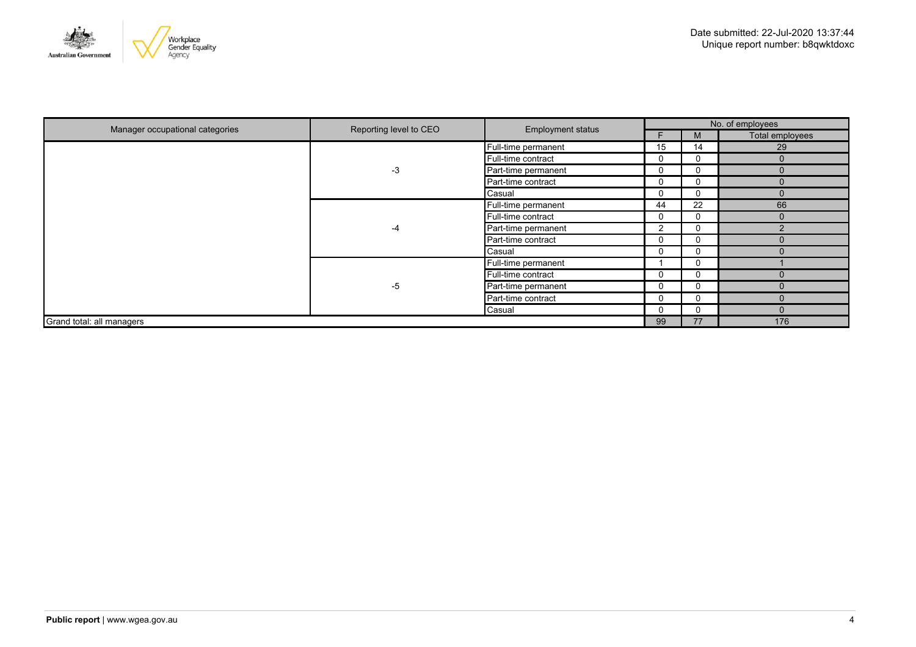Date submitted: 22-Jul-2020 13:37:44
Unique report number: b8qwktdoxc

| Manager occupational categories | Reporting level to CEO | Employment status | No. of employees | | |
|---|---|---|---|---|---|
| | | | F | M | Total employees |
| | -3 | Full-time permanent | 15 | 14 | 29 |
| | | Full-time contract | 0 | 0 | 0 |
| | | Part-time permanent | 0 | 0 | 0 |
| | | Part-time contract | 0 | 0 | 0 |
| | | Casual | 0 | 0 | 0 |
| | -4 | Full-time permanent | 44 | 22 | 66 |
| | | Full-time contract | 0 | 0 | 0 |
| | | Part-time permanent | 2 | 0 | 2 |
| | | Part-time contract | 0 | 0 | 0 |
| | | Casual | 0 | 0 | 0 |
| | -5 | Full-time permanent | 1 | 0 | 1 |
| | | Full-time contract | 0 | 0 | 0 |
| | | Part-time permanent | 0 | 0 | 0 |
| | | Part-time contract | 0 | 0 | 0 |
| | | Casual | 0 | 0 | 0 |
| Grand total: all managers | | | 99 | 77 | 176 |

**Public report** | www.wgea.gov.au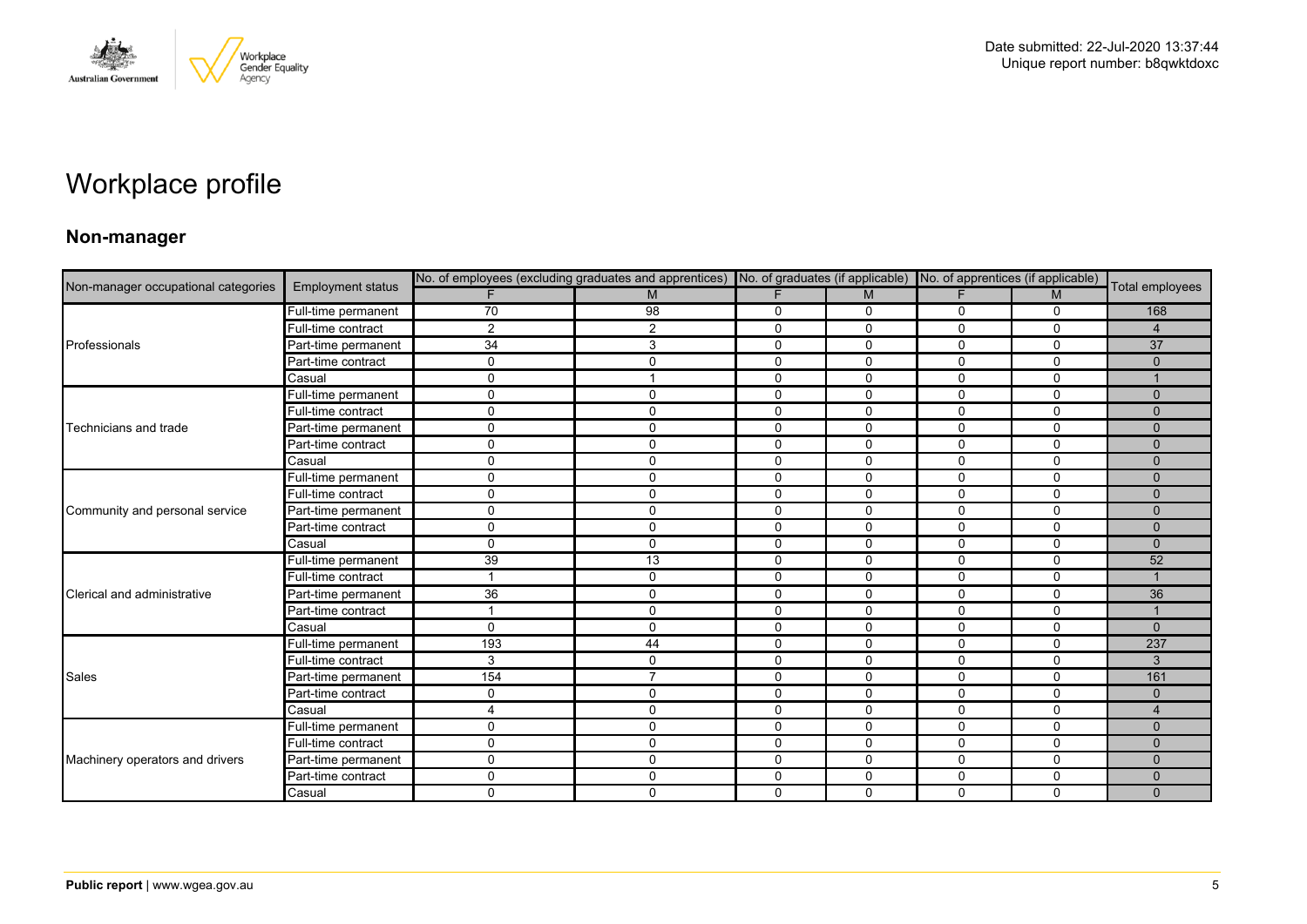Date submitted: 22-Jul-2020 13:37:44
Unique report number: b8qwktdoxc

# Workplace profile

## Non-manager

| Non-manager occupational categories | Employment status | No. of employees (excluding graduates and apprentices) | | No. of graduates (if applicable) | | No. of apprentices (if applicable) | | Total employees |
|---|---|---|---|---|---|---|---|---|
| | | F | M | F | M | F | M | |
| Professionals | Full-time permanent | 70 | 98 | 0 | 0 | 0 | 0 | 168 |
| | Full-time contract | 2 | 2 | 0 | 0 | 0 | 0 | 4 |
| | Part-time permanent | 34 | 3 | 0 | 0 | 0 | 0 | 37 |
| | Part-time contract | 0 | 0 | 0 | 0 | 0 | 0 | 0 |
| | Casual | 0 | 1 | 0 | 0 | 0 | 0 | 1 |
| Technicians and trade | Full-time permanent | 0 | 0 | 0 | 0 | 0 | 0 | 0 |
| | Full-time contract | 0 | 0 | 0 | 0 | 0 | 0 | 0 |
| | Part-time permanent | 0 | 0 | 0 | 0 | 0 | 0 | 0 |
| | Part-time contract | 0 | 0 | 0 | 0 | 0 | 0 | 0 |
| | Casual | 0 | 0 | 0 | 0 | 0 | 0 | 0 |
| Community and personal service | Full-time permanent | 0 | 0 | 0 | 0 | 0 | 0 | 0 |
| | Full-time contract | 0 | 0 | 0 | 0 | 0 | 0 | 0 |
| | Part-time permanent | 0 | 0 | 0 | 0 | 0 | 0 | 0 |
| | Part-time contract | 0 | 0 | 0 | 0 | 0 | 0 | 0 |
| | Casual | 0 | 0 | 0 | 0 | 0 | 0 | 0 |
| Clerical and administrative | Full-time permanent | 39 | 13 | 0 | 0 | 0 | 0 | 52 |
| | Full-time contract | 1 | 0 | 0 | 0 | 0 | 0 | 1 |
| | Part-time permanent | 36 | 0 | 0 | 0 | 0 | 0 | 36 |
| | Part-time contract | 1 | 0 | 0 | 0 | 0 | 0 | 1 |
| | Casual | 0 | 0 | 0 | 0 | 0 | 0 | 0 |
| Sales | Full-time permanent | 193 | 44 | 0 | 0 | 0 | 0 | 237 |
| | Full-time contract | 3 | 0 | 0 | 0 | 0 | 0 | 3 |
| | Part-time permanent | 154 | 7 | 0 | 0 | 0 | 0 | 161 |
| | Part-time contract | 0 | 0 | 0 | 0 | 0 | 0 | 0 |
| | Casual | 4 | 0 | 0 | 0 | 0 | 0 | 4 |
| Machinery operators and drivers | Full-time permanent | 0 | 0 | 0 | 0 | 0 | 0 | 0 |
| | Full-time contract | 0 | 0 | 0 | 0 | 0 | 0 | 0 |
| | Part-time permanent | 0 | 0 | 0 | 0 | 0 | 0 | 0 |
| | Part-time contract | 0 | 0 | 0 | 0 | 0 | 0 | 0 |
| | Casual | 0 | 0 | 0 | 0 | 0 | 0 | 0 |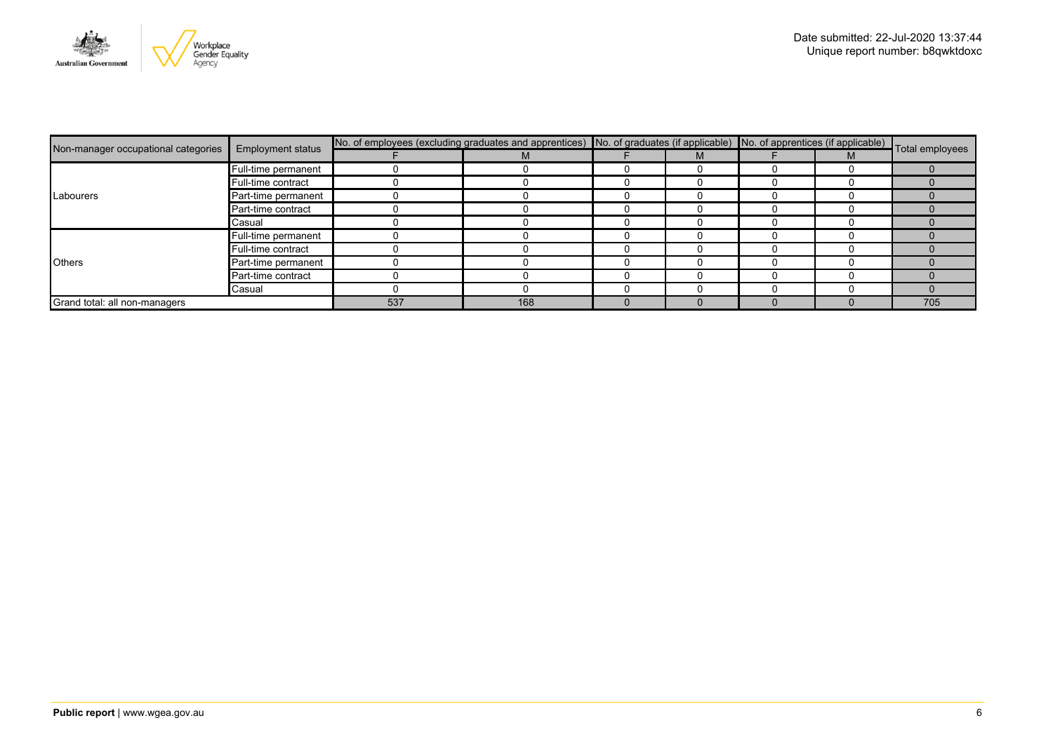Date submitted: 22-Jul-2020 13:37:44
Unique report number: b8qwktdoxc

| Non-manager occupational categories | Employment status | No. of employees (excluding graduates and apprentices) | | No. of graduates (if applicable) | | No. of apprentices (if applicable) | | Total employees |
|---|---|---|---|---|---|---|---|---|
| | | F | M | F | M | F | M | |
| Labourers | Full-time permanent | 0 | 0 | 0 | 0 | 0 | 0 | 0 |
| | Full-time contract | 0 | 0 | 0 | 0 | 0 | 0 | 0 |
| | Part-time permanent | 0 | 0 | 0 | 0 | 0 | 0 | 0 |
| | Part-time contract | 0 | 0 | 0 | 0 | 0 | 0 | 0 |
| | Casual | 0 | 0 | 0 | 0 | 0 | 0 | 0 |
| Others | Full-time permanent | 0 | 0 | 0 | 0 | 0 | 0 | 0 |
| | Full-time contract | 0 | 0 | 0 | 0 | 0 | 0 | 0 |
| | Part-time permanent | 0 | 0 | 0 | 0 | 0 | 0 | 0 |
| | Part-time contract | 0 | 0 | 0 | 0 | 0 | 0 | 0 |
| | Casual | 0 | 0 | 0 | 0 | 0 | 0 | 0 |
| Grand total: all non-managers | | 537 | 168 | 0 | 0 | 0 | 0 | 705 |

**Public report** | www.wgea.gov.au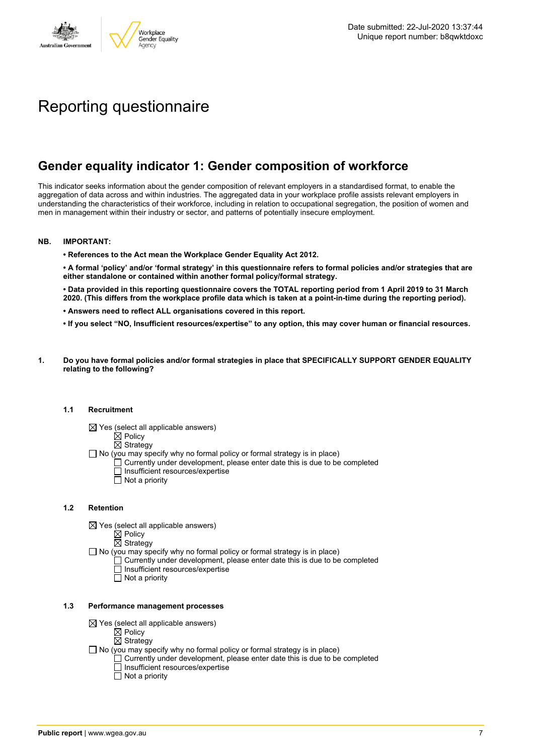Date submitted: 22-Jul-2020 13:37:44
Unique report number: b8qwktdoxc

# Reporting questionnaire

## Gender equality indicator 1: Gender composition of workforce

This indicator seeks information about the gender composition of relevant employers in a standardised format, to enable the aggregation of data across and within industries. The aggregated data in your workplace profile assists relevant employers in understanding the characteristics of their workforce, including in relation to occupational segregation, the position of women and men in management within their industry or sector, and patterns of potentially insecure employment.

**NB. IMPORTANT:**

**• References to the Act mean the Workplace Gender Equality Act 2012.**

**• A formal 'policy' and/or 'formal strategy' in this questionnaire refers to formal policies and/or strategies that are either standalone or contained within another formal policy/formal strategy.**

**• Data provided in this reporting questionnaire covers the TOTAL reporting period from 1 April 2019 to 31 March 2020. (This differs from the workplace profile data which is taken at a point-in-time during the reporting period).**

**• Answers need to reflect ALL organisations covered in this report.**

**• If you select "NO, Insufficient resources/expertise" to any option, this may cover human or financial resources.**

**1. Do you have formal policies and/or formal strategies in place that SPECIFICALLY SUPPORT GENDER EQUALITY relating to the following?**

**1.1 Recruitment**

- ☒ Yes (select all applicable answers)
  - ☒ Policy
  - ☒ Strategy
- ☐ No (you may specify why no formal policy or formal strategy is in place)
  - ☐ Currently under development, please enter date this is due to be completed
  - ☐ Insufficient resources/expertise
  - ☐ Not a priority

**1.2 Retention**

- ☒ Yes (select all applicable answers)
  - ☒ Policy
  - ☒ Strategy
- ☐ No (you may specify why no formal policy or formal strategy is in place)
  - ☐ Currently under development, please enter date this is due to be completed
  - ☐ Insufficient resources/expertise
  - ☐ Not a priority

**1.3 Performance management processes**

- ☒ Yes (select all applicable answers)
  - ☒ Policy
  - ☒ Strategy
- ☐ No (you may specify why no formal policy or formal strategy is in place)
  - ☐ Currently under development, please enter date this is due to be completed
  - ☐ Insufficient resources/expertise
  - ☐ Not a priority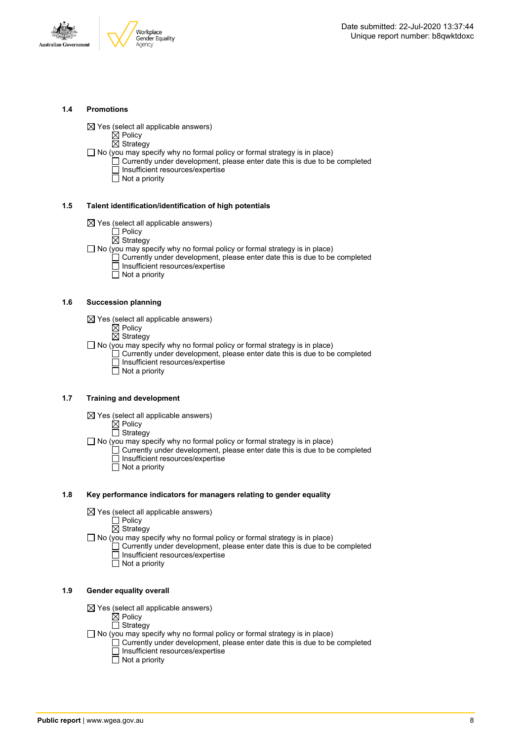### 1.4 Promotions

- ☒ Yes (select all applicable answers)
  - ☒ Policy
  - ☒ Strategy
- ☐ No (you may specify why no formal policy or formal strategy is in place)
  - ☐ Currently under development, please enter date this is due to be completed
  - ☐ Insufficient resources/expertise
  - ☐ Not a priority

### 1.5 Talent identification/identification of high potentials

- ☒ Yes (select all applicable answers)
  - ☐ Policy
  - ☒ Strategy
- ☐ No (you may specify why no formal policy or formal strategy is in place)
  - ☐ Currently under development, please enter date this is due to be completed
  - ☐ Insufficient resources/expertise
  - ☐ Not a priority

### 1.6 Succession planning

- ☒ Yes (select all applicable answers)
  - ☒ Policy
  - ☒ Strategy
- ☐ No (you may specify why no formal policy or formal strategy is in place)
  - ☐ Currently under development, please enter date this is due to be completed
  - ☐ Insufficient resources/expertise
  - ☐ Not a priority

### 1.7 Training and development

- ☒ Yes (select all applicable answers)
  - ☒ Policy
  - ☐ Strategy
- ☐ No (you may specify why no formal policy or formal strategy is in place)
  - ☐ Currently under development, please enter date this is due to be completed
  - ☐ Insufficient resources/expertise
  - ☐ Not a priority

### 1.8 Key performance indicators for managers relating to gender equality

- ☒ Yes (select all applicable answers)
  - ☐ Policy
  - ☒ Strategy
- ☐ No (you may specify why no formal policy or formal strategy is in place)
  - ☐ Currently under development, please enter date this is due to be completed
  - ☐ Insufficient resources/expertise
  - ☐ Not a priority

### 1.9 Gender equality overall

- ☒ Yes (select all applicable answers)
  - ☒ Policy
  - ☐ Strategy
- ☐ No (you may specify why no formal policy or formal strategy is in place)
  - ☐ Currently under development, please enter date this is due to be completed
  - ☐ Insufficient resources/expertise
  - ☐ Not a priority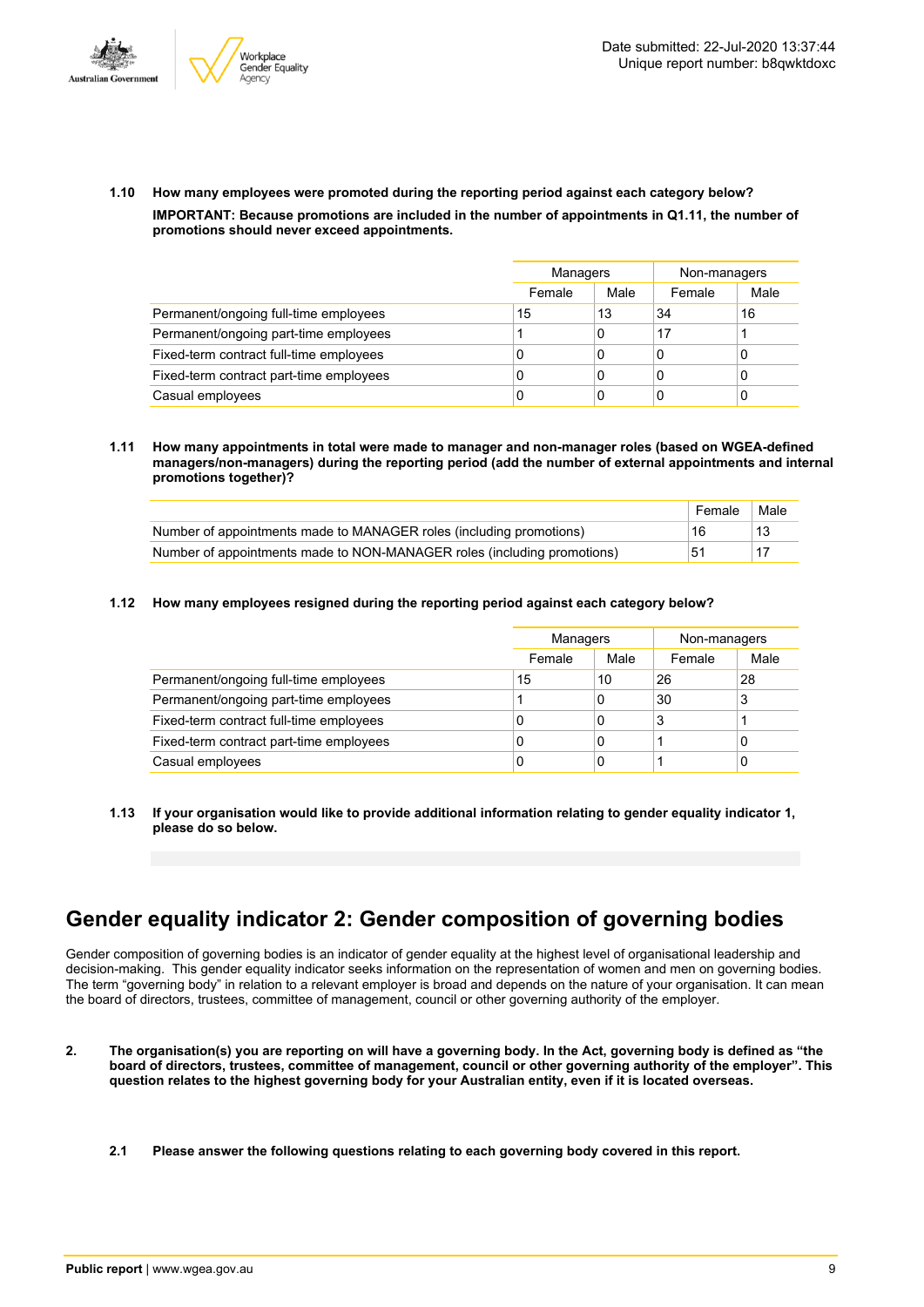**1.10 How many employees were promoted during the reporting period against each category below?**

**IMPORTANT: Because promotions are included in the number of appointments in Q1.11, the number of promotions should never exceed appointments.**

| | Managers | | Non-managers | |
|---|---|---|---|---|
| | Female | Male | Female | Male |
| Permanent/ongoing full-time employees | 15 | 13 | 34 | 16 |
| Permanent/ongoing part-time employees | 1 | 0 | 17 | 1 |
| Fixed-term contract full-time employees | 0 | 0 | 0 | 0 |
| Fixed-term contract part-time employees | 0 | 0 | 0 | 0 |
| Casual employees | 0 | 0 | 0 | 0 |

**1.11 How many appointments in total were made to manager and non-manager roles (based on WGEA-defined managers/non-managers) during the reporting period (add the number of external appointments and internal promotions together)?**

| | Female | Male |
|---|---|---|
| Number of appointments made to MANAGER roles (including promotions) | 16 | 13 |
| Number of appointments made to NON-MANAGER roles (including promotions) | 51 | 17 |

**1.12 How many employees resigned during the reporting period against each category below?**

| | Managers | | Non-managers | |
|---|---|---|---|---|
| | Female | Male | Female | Male |
| Permanent/ongoing full-time employees | 15 | 10 | 26 | 28 |
| Permanent/ongoing part-time employees | 1 | 0 | 30 | 3 |
| Fixed-term contract full-time employees | 0 | 0 | 3 | 1 |
| Fixed-term contract part-time employees | 0 | 0 | 1 | 0 |
| Casual employees | 0 | 0 | 1 | 0 |

**1.13 If your organisation would like to provide additional information relating to gender equality indicator 1, please do so below.**

# Gender equality indicator 2: Gender composition of governing bodies

Gender composition of governing bodies is an indicator of gender equality at the highest level of organisational leadership and decision-making. This gender equality indicator seeks information on the representation of women and men on governing bodies. The term "governing body" in relation to a relevant employer is broad and depends on the nature of your organisation. It can mean the board of directors, trustees, committee of management, council or other governing authority of the employer.

**2. The organisation(s) you are reporting on will have a governing body. In the Act, governing body is defined as "the board of directors, trustees, committee of management, council or other governing authority of the employer". This question relates to the highest governing body for your Australian entity, even if it is located overseas.**

**2.1 Please answer the following questions relating to each governing body covered in this report.**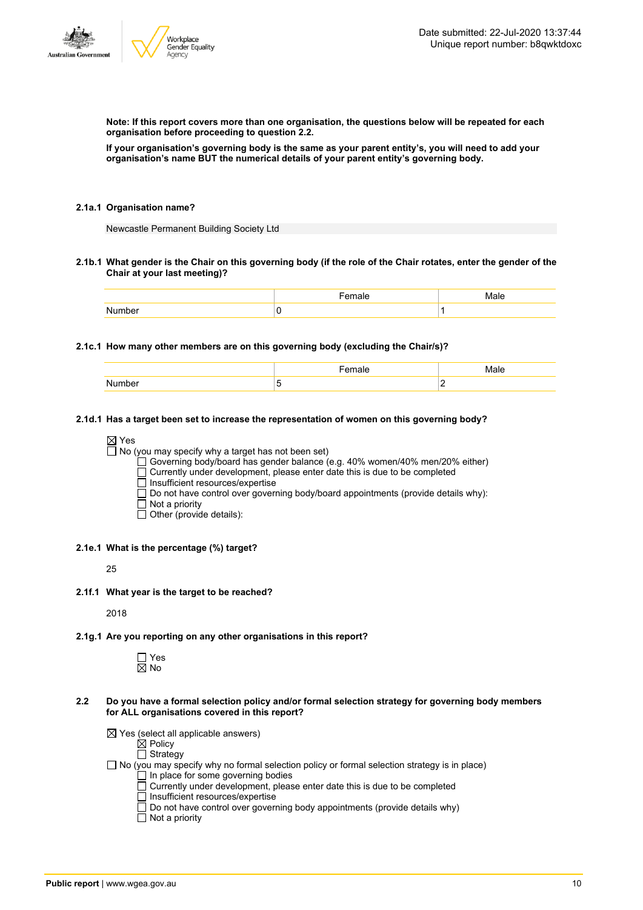**Note: If this report covers more than one organisation, the questions below will be repeated for each organisation before proceeding to question 2.2.**

**If your organisation's governing body is the same as your parent entity's, you will need to add your organisation's name BUT the numerical details of your parent entity's governing body.**

**2.1a.1 Organisation name?**

Newcastle Permanent Building Society Ltd

**2.1b.1 What gender is the Chair on this governing body (if the role of the Chair rotates, enter the gender of the Chair at your last meeting)?**

| | Female | Male |
|---|---|---|
| Number | 0 | 1 |

**2.1c.1 How many other members are on this governing body (excluding the Chair/s)?**

| | Female | Male |
|---|---|---|
| Number | 5 | 2 |

**2.1d.1 Has a target been set to increase the representation of women on this governing body?**

☒ Yes
☐ No (you may specify why a target has not been set)
- ☐ Governing body/board has gender balance (e.g. 40% women/40% men/20% either)
- ☐ Currently under development, please enter date this is due to be completed
- ☐ Insufficient resources/expertise
- ☐ Do not have control over governing body/board appointments (provide details why):
- ☐ Not a priority
- ☐ Other (provide details):

**2.1e.1 What is the percentage (%) target?**

25

**2.1f.1 What year is the target to be reached?**

2018

**2.1g.1 Are you reporting on any other organisations in this report?**

- ☐ Yes
- ☒ No

**2.2 Do you have a formal selection policy and/or formal selection strategy for governing body members for ALL organisations covered in this report?**

☒ Yes (select all applicable answers)
- ☒ Policy
- ☐ Strategy

☐ No (you may specify why no formal selection policy or formal selection strategy is in place)
- ☐ In place for some governing bodies
- ☐ Currently under development, please enter date this is due to be completed
- ☐ Insufficient resources/expertise
- ☐ Do not have control over governing body appointments (provide details why)
- ☐ Not a priority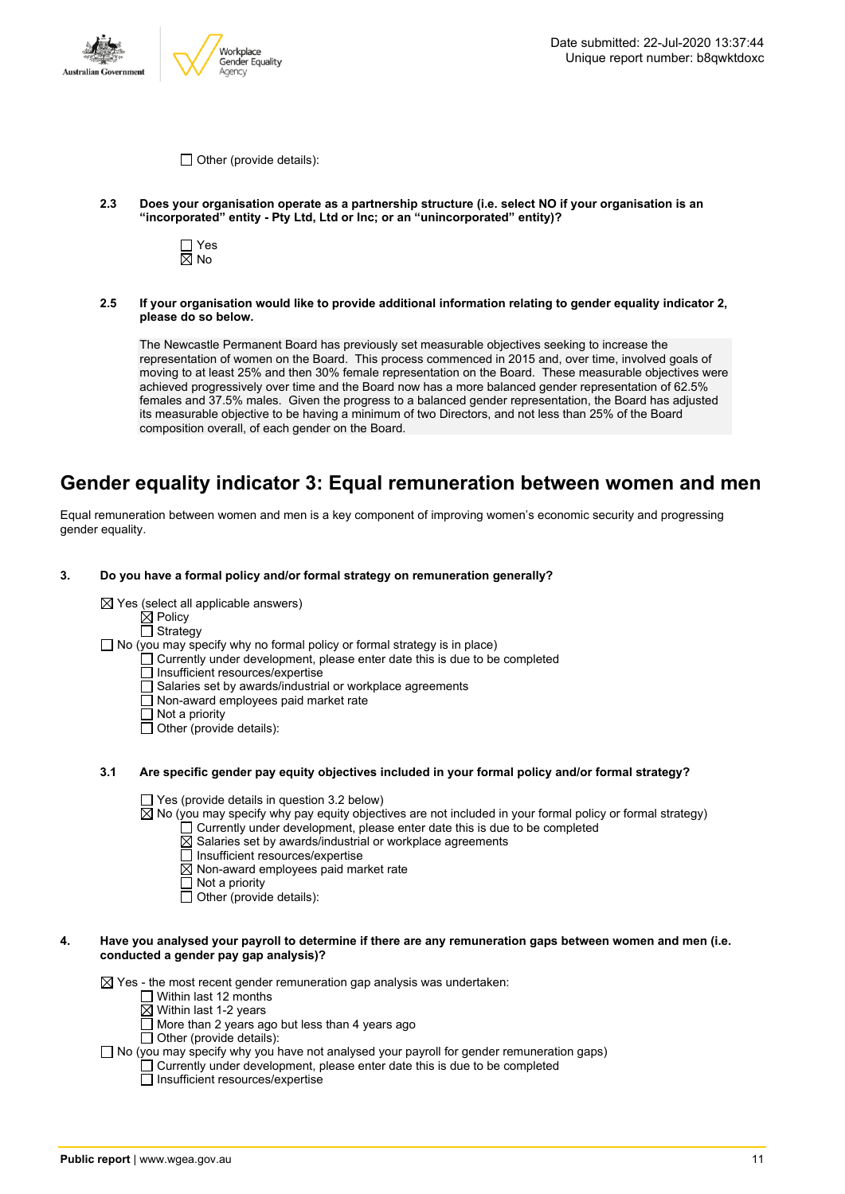- [ ] Other (provide details):

**2.3 Does your organisation operate as a partnership structure (i.e. select NO if your organisation is an "incorporated" entity - Pty Ltd, Ltd or Inc; or an "unincorporated" entity)?**

- [ ] Yes
- [x] No

**2.5 If your organisation would like to provide additional information relating to gender equality indicator 2, please do so below.**

The Newcastle Permanent Board has previously set measurable objectives seeking to increase the representation of women on the Board. This process commenced in 2015 and, over time, involved goals of moving to at least 25% and then 30% female representation on the Board. These measurable objectives were achieved progressively over time and the Board now has a more balanced gender representation of 62.5% females and 37.5% males. Given the progress to a balanced gender representation, the Board has adjusted its measurable objective to be having a minimum of two Directors, and not less than 25% of the Board composition overall, of each gender on the Board.

## Gender equality indicator 3: Equal remuneration between women and men

Equal remuneration between women and men is a key component of improving women's economic security and progressing gender equality.

**3. Do you have a formal policy and/or formal strategy on remuneration generally?**

- [x] Yes (select all applicable answers)
  - [x] Policy
  - [ ] Strategy
- [ ] No (you may specify why no formal policy or formal strategy is in place)
  - [ ] Currently under development, please enter date this is due to be completed
  - [ ] Insufficient resources/expertise
  - [ ] Salaries set by awards/industrial or workplace agreements
  - [ ] Non-award employees paid market rate
  - [ ] Not a priority
  - [ ] Other (provide details):

**3.1 Are specific gender pay equity objectives included in your formal policy and/or formal strategy?**

- [ ] Yes (provide details in question 3.2 below)
- [x] No (you may specify why pay equity objectives are not included in your formal policy or formal strategy)
  - [ ] Currently under development, please enter date this is due to be completed
  - [x] Salaries set by awards/industrial or workplace agreements
  - [ ] Insufficient resources/expertise
  - [x] Non-award employees paid market rate
  - [ ] Not a priority
  - [ ] Other (provide details):

**4. Have you analysed your payroll to determine if there are any remuneration gaps between women and men (i.e. conducted a gender pay gap analysis)?**

- [x] Yes - the most recent gender remuneration gap analysis was undertaken:
  - [ ] Within last 12 months
  - [x] Within last 1-2 years
  - [ ] More than 2 years ago but less than 4 years ago
  - [ ] Other (provide details):
- [ ] No (you may specify why you have not analysed your payroll for gender remuneration gaps)
  - [ ] Currently under development, please enter date this is due to be completed
  - [ ] Insufficient resources/expertise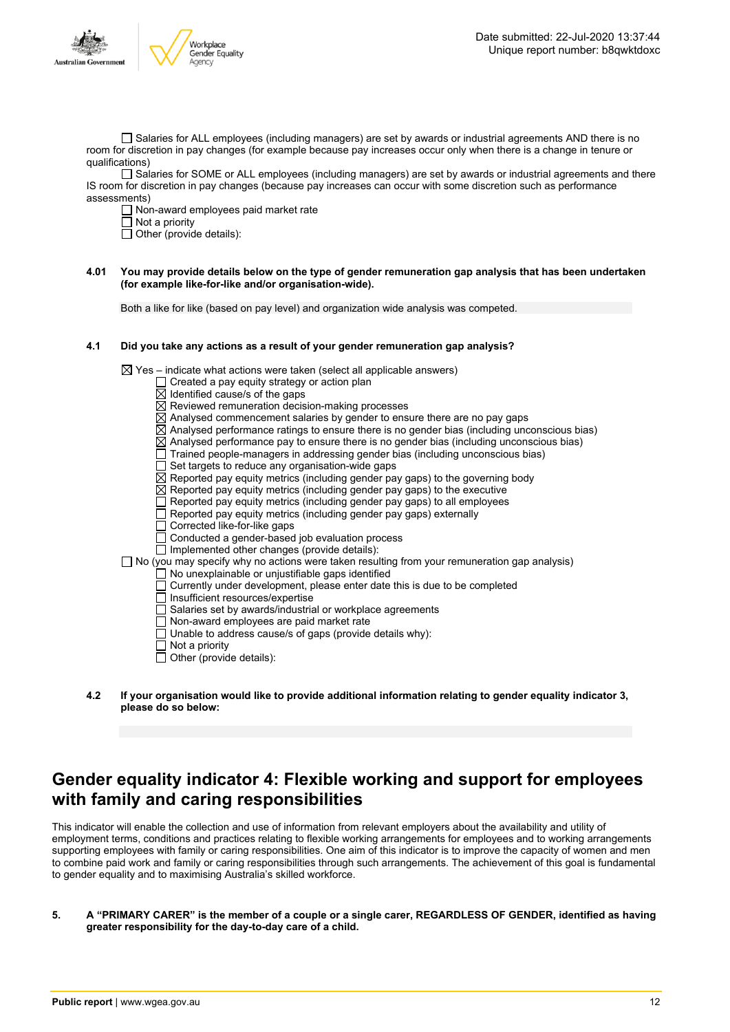☐ Salaries for ALL employees (including managers) are set by awards or industrial agreements AND there is no room for discretion in pay changes (for example because pay increases occur only when there is a change in tenure or qualifications)

☐ Salaries for SOME or ALL employees (including managers) are set by awards or industrial agreements and there IS room for discretion in pay changes (because pay increases can occur with some discretion such as performance assessments)

☐ Non-award employees paid market rate

☐ Not a priority

☐ Other (provide details):

**4.01 You may provide details below on the type of gender remuneration gap analysis that has been undertaken (for example like-for-like and/or organisation-wide).**

Both a like for like (based on pay level) and organization wide analysis was competed.

**4.1 Did you take any actions as a result of your gender remuneration gap analysis?**

☒ Yes – indicate what actions were taken (select all applicable answers)
- ☐ Created a pay equity strategy or action plan
- ☒ Identified cause/s of the gaps
- ☒ Reviewed remuneration decision-making processes
- ☒ Analysed commencement salaries by gender to ensure there are no pay gaps
- ☒ Analysed performance ratings to ensure there is no gender bias (including unconscious bias)
- ☒ Analysed performance pay to ensure there is no gender bias (including unconscious bias)
- ☐ Trained people-managers in addressing gender bias (including unconscious bias)
- ☐ Set targets to reduce any organisation-wide gaps
- ☒ Reported pay equity metrics (including gender pay gaps) to the governing body
- ☒ Reported pay equity metrics (including gender pay gaps) to the executive
- ☐ Reported pay equity metrics (including gender pay gaps) to all employees
- ☐ Reported pay equity metrics (including gender pay gaps) externally
- ☐ Corrected like-for-like gaps
- ☐ Conducted a gender-based job evaluation process
- ☐ Implemented other changes (provide details):

☐ No (you may specify why no actions were taken resulting from your remuneration gap analysis)
- ☐ No unexplainable or unjustifiable gaps identified
- ☐ Currently under development, please enter date this is due to be completed
- ☐ Insufficient resources/expertise
- ☐ Salaries set by awards/industrial or workplace agreements
- ☐ Non-award employees are paid market rate
- ☐ Unable to address cause/s of gaps (provide details why):
- ☐ Not a priority
- ☐ Other (provide details):

**4.2 If your organisation would like to provide additional information relating to gender equality indicator 3, please do so below:**

# Gender equality indicator 4: Flexible working and support for employees with family and caring responsibilities

This indicator will enable the collection and use of information from relevant employers about the availability and utility of employment terms, conditions and practices relating to flexible working arrangements for employees and to working arrangements supporting employees with family or caring responsibilities. One aim of this indicator is to improve the capacity of women and men to combine paid work and family or caring responsibilities through such arrangements. The achievement of this goal is fundamental to gender equality and to maximising Australia's skilled workforce.

**5. A "PRIMARY CARER" is the member of a couple or a single carer, REGARDLESS OF GENDER, identified as having greater responsibility for the day-to-day care of a child.**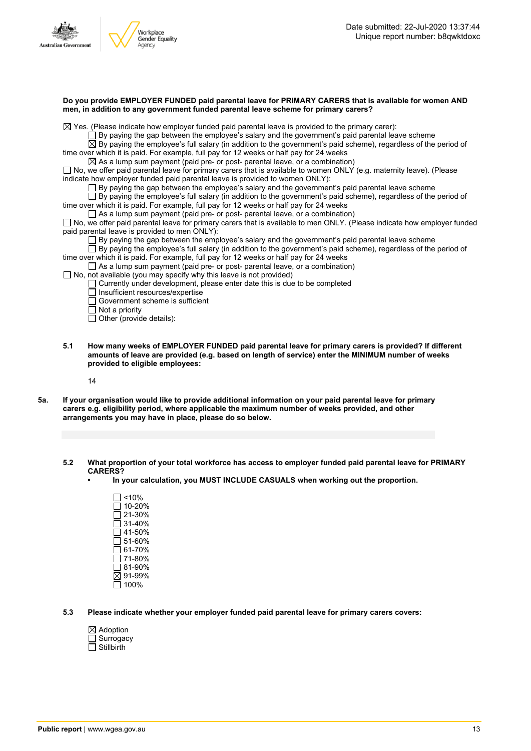**Do you provide EMPLOYER FUNDED paid parental leave for PRIMARY CARERS that is available for women AND men, in addition to any government funded parental leave scheme for primary carers?**

☒ Yes. (Please indicate how employer funded paid parental leave is provided to the primary carer):
- ☐ By paying the gap between the employee's salary and the government's paid parental leave scheme
- ☒ By paying the employee's full salary (in addition to the government's paid scheme), regardless of the period of time over which it is paid. For example, full pay for 12 weeks or half pay for 24 weeks
- ☒ As a lump sum payment (paid pre- or post- parental leave, or a combination)

☐ No, we offer paid parental leave for primary carers that is available to women ONLY (e.g. maternity leave). (Please indicate how employer funded paid parental leave is provided to women ONLY):
- ☐ By paying the gap between the employee's salary and the government's paid parental leave scheme
- ☐ By paying the employee's full salary (in addition to the government's paid scheme), regardless of the period of time over which it is paid. For example, full pay for 12 weeks or half pay for 24 weeks
- ☐ As a lump sum payment (paid pre- or post- parental leave, or a combination)

☐ No, we offer paid parental leave for primary carers that is available to men ONLY. (Please indicate how employer funded paid parental leave is provided to men ONLY):
- ☐ By paying the gap between the employee's salary and the government's paid parental leave scheme
- ☐ By paying the employee's full salary (in addition to the government's paid scheme), regardless of the period of time over which it is paid. For example, full pay for 12 weeks or half pay for 24 weeks
- ☐ As a lump sum payment (paid pre- or post- parental leave, or a combination)

☐ No, not available (you may specify why this leave is not provided)
- ☐ Currently under development, please enter date this is due to be completed
- ☐ Insufficient resources/expertise
- ☐ Government scheme is sufficient
- ☐ Not a priority
- ☐ Other (provide details):

**5.1 How many weeks of EMPLOYER FUNDED paid parental leave for primary carers is provided? If different amounts of leave are provided (e.g. based on length of service) enter the MINIMUM number of weeks provided to eligible employees:**

14

**5a. If your organisation would like to provide additional information on your paid parental leave for primary carers e.g. eligibility period, where applicable the maximum number of weeks provided, and other arrangements you may have in place, please do so below.**

**5.2 What proportion of your total workforce has access to employer funded paid parental leave for PRIMARY CARERS?**

- **In your calculation, you MUST INCLUDE CASUALS when working out the proportion.**

☐ <10%
☐ 10-20%
☐ 21-30%
☐ 31-40%
☐ 41-50%
☐ 51-60%
☐ 61-70%
☐ 71-80%
☐ 81-90%
☒ 91-99%
☐ 100%

**5.3 Please indicate whether your employer funded paid parental leave for primary carers covers:**

☒ Adoption
☐ Surrogacy
☐ Stillbirth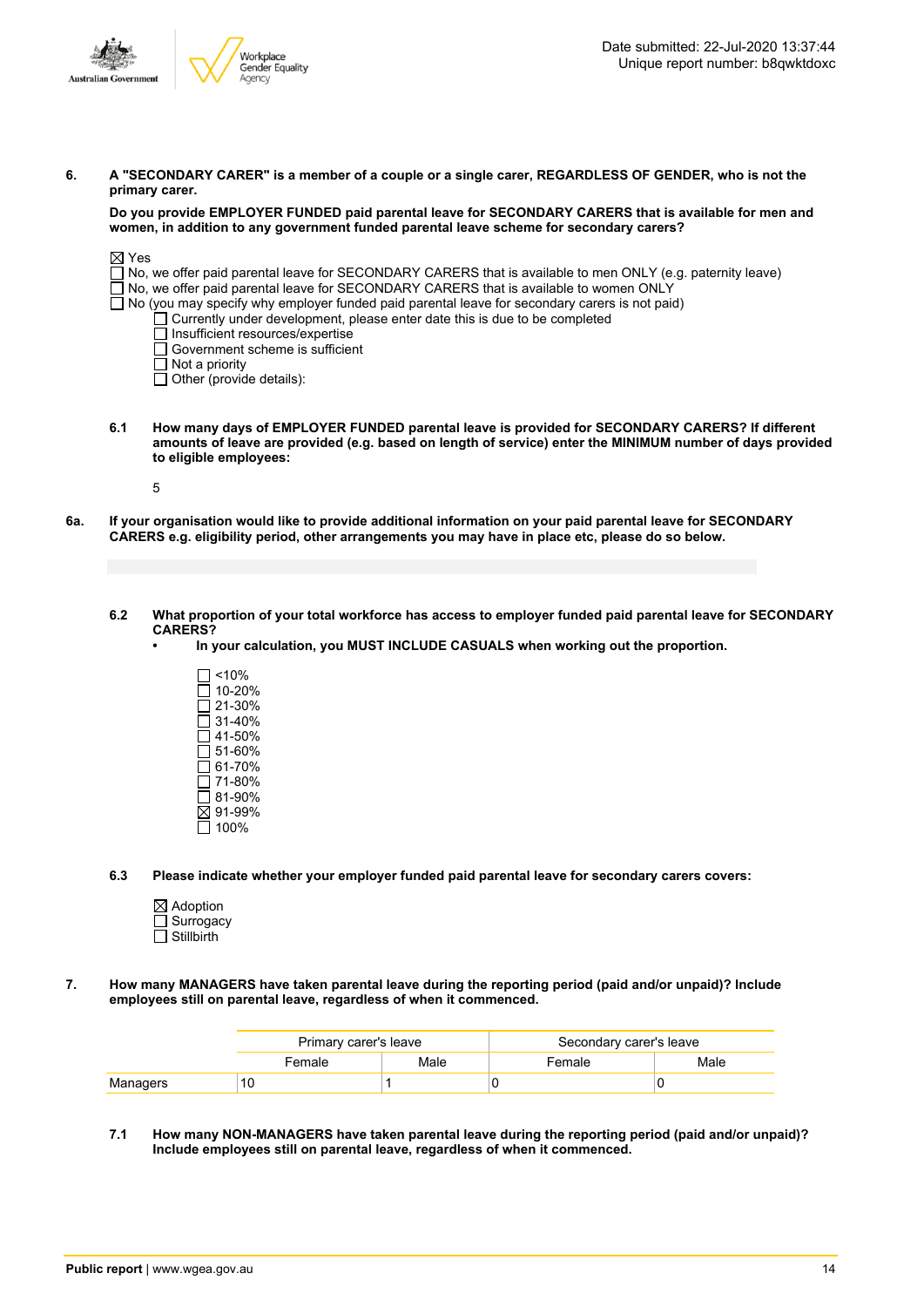**6. A "SECONDARY CARER" is a member of a couple or a single carer, REGARDLESS OF GENDER, who is not the primary carer.**

**Do you provide EMPLOYER FUNDED paid parental leave for SECONDARY CARERS that is available for men and women, in addition to any government funded parental leave scheme for secondary carers?**

☒ Yes
☐ No, we offer paid parental leave for SECONDARY CARERS that is available to men ONLY (e.g. paternity leave)
☐ No, we offer paid parental leave for SECONDARY CARERS that is available to women ONLY
☐ No (you may specify why employer funded paid parental leave for secondary carers is not paid)
- ☐ Currently under development, please enter date this is due to be completed
- ☐ Insufficient resources/expertise
- ☐ Government scheme is sufficient
- ☐ Not a priority
- ☐ Other (provide details):

**6.1 How many days of EMPLOYER FUNDED parental leave is provided for SECONDARY CARERS? If different amounts of leave are provided (e.g. based on length of service) enter the MINIMUM number of days provided to eligible employees:**

5

**6a. If your organisation would like to provide additional information on your paid parental leave for SECONDARY CARERS e.g. eligibility period, other arrangements you may have in place etc, please do so below.**

**6.2 What proportion of your total workforce has access to employer funded paid parental leave for SECONDARY CARERS?**
- **In your calculation, you MUST INCLUDE CASUALS when working out the proportion.**

☐ <10%
☐ 10-20%
☐ 21-30%
☐ 31-40%
☐ 41-50%
☐ 51-60%
☐ 61-70%
☐ 71-80%
☐ 81-90%
☒ 91-99%
☐ 100%

**6.3 Please indicate whether your employer funded paid parental leave for secondary carers covers:**

☒ Adoption
☐ Surrogacy
☐ Stillbirth

**7. How many MANAGERS have taken parental leave during the reporting period (paid and/or unpaid)? Include employees still on parental leave, regardless of when it commenced.**

| | Primary carer's leave | | Secondary carer's leave | |
|---|---|---|---|---|
| | Female | Male | Female | Male |
| Managers | 10 | 1 | 0 | 0 |

**7.1 How many NON-MANAGERS have taken parental leave during the reporting period (paid and/or unpaid)? Include employees still on parental leave, regardless of when it commenced.**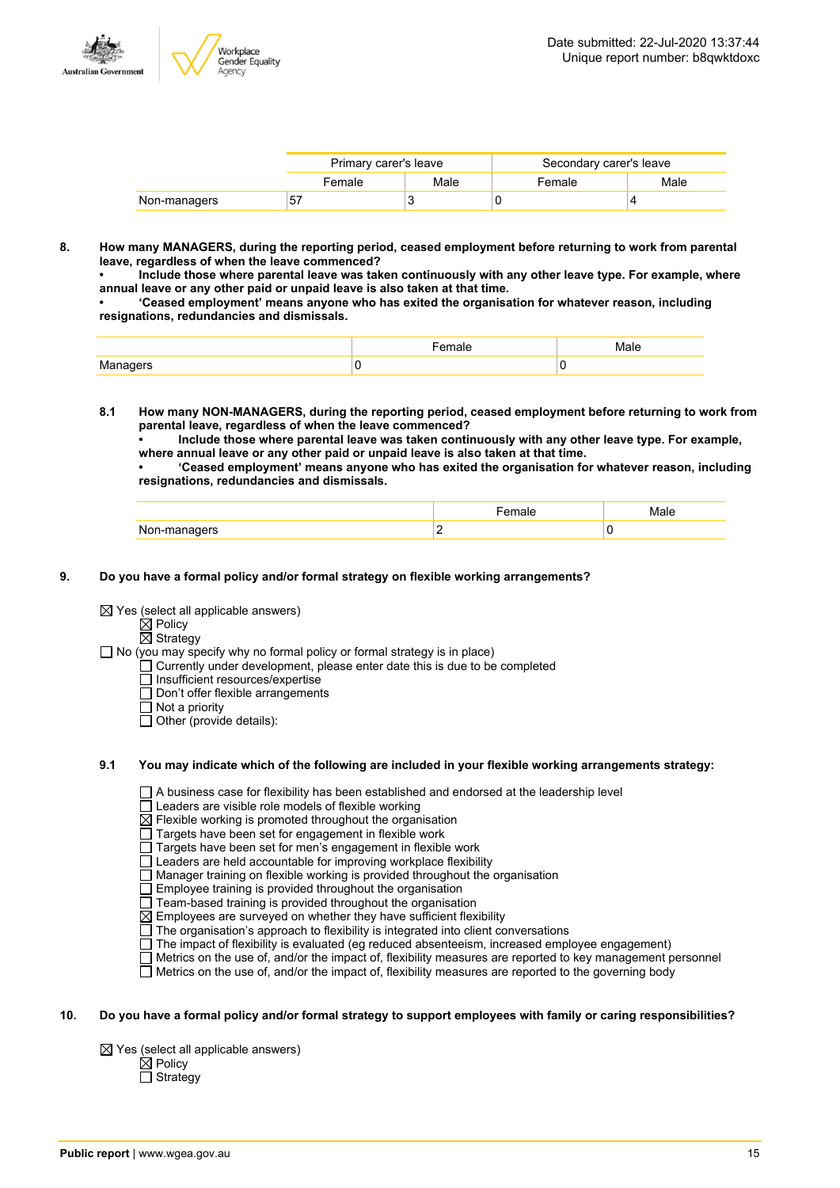| | Primary carer's leave | | Secondary carer's leave | |
|---|---|---|---|---|
| | Female | Male | Female | Male |
| Non-managers | 57 | 3 | 0 | 4 |

**8. How many MANAGERS, during the reporting period, ceased employment before returning to work from parental leave, regardless of when the leave commenced?**
**• Include those where parental leave was taken continuously with any other leave type. For example, where annual leave or any other paid or unpaid leave is also taken at that time.**
**• 'Ceased employment' means anyone who has exited the organisation for whatever reason, including resignations, redundancies and dismissals.**

| | Female | Male |
|---|---|---|
| Managers | 0 | 0 |

**8.1 How many NON-MANAGERS, during the reporting period, ceased employment before returning to work from parental leave, regardless of when the leave commenced?**
**• Include those where parental leave was taken continuously with any other leave type. For example, where annual leave or any other paid or unpaid leave is also taken at that time.**
**• 'Ceased employment' means anyone who has exited the organisation for whatever reason, including resignations, redundancies and dismissals.**

| | Female | Male |
|---|---|---|
| Non-managers | 2 | 0 |

**9. Do you have a formal policy and/or formal strategy on flexible working arrangements?**

☒ Yes (select all applicable answers)
  ☒ Policy
  ☒ Strategy
☐ No (you may specify why no formal policy or formal strategy is in place)
  ☐ Currently under development, please enter date this is due to be completed
  ☐ Insufficient resources/expertise
  ☐ Don't offer flexible arrangements
  ☐ Not a priority
  ☐ Other (provide details):

**9.1 You may indicate which of the following are included in your flexible working arrangements strategy:**

☐ A business case for flexibility has been established and endorsed at the leadership level
☐ Leaders are visible role models of flexible working
☒ Flexible working is promoted throughout the organisation
☐ Targets have been set for engagement in flexible work
☐ Targets have been set for men's engagement in flexible work
☐ Leaders are held accountable for improving workplace flexibility
☐ Manager training on flexible working is provided throughout the organisation
☐ Employee training is provided throughout the organisation
☐ Team-based training is provided throughout the organisation
☒ Employees are surveyed on whether they have sufficient flexibility
☐ The organisation's approach to flexibility is integrated into client conversations
☐ The impact of flexibility is evaluated (eg reduced absenteeism, increased employee engagement)
☐ Metrics on the use of, and/or the impact of, flexibility measures are reported to key management personnel
☐ Metrics on the use of, and/or the impact of, flexibility measures are reported to the governing body

**10. Do you have a formal policy and/or formal strategy to support employees with family or caring responsibilities?**

☒ Yes (select all applicable answers)
  ☒ Policy
  ☐ Strategy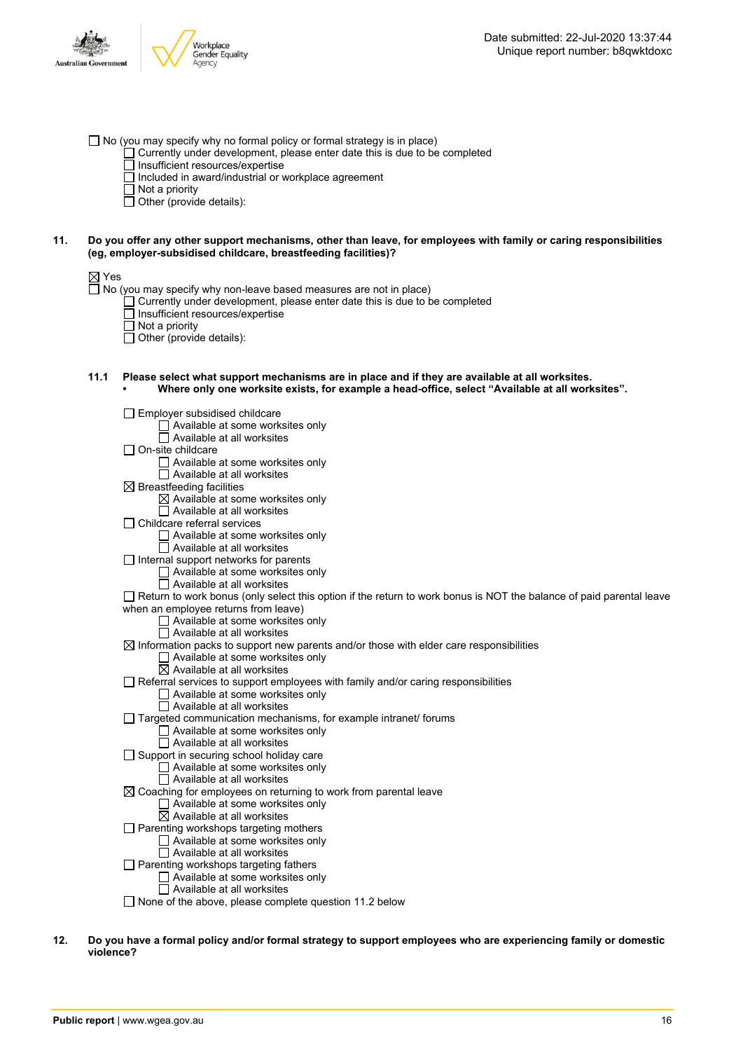- ☐ No (you may specify why no formal policy or formal strategy is in place)
  - ☐ Currently under development, please enter date this is due to be completed
  - ☐ Insufficient resources/expertise
  - ☐ Included in award/industrial or workplace agreement
  - ☐ Not a priority
  - ☐ Other (provide details):

**11. Do you offer any other support mechanisms, other than leave, for employees with family or caring responsibilities (eg, employer-subsidised childcare, breastfeeding facilities)?**

- ☒ Yes
- ☐ No (you may specify why non-leave based measures are not in place)
  - ☐ Currently under development, please enter date this is due to be completed
  - ☐ Insufficient resources/expertise
  - ☐ Not a priority
  - ☐ Other (provide details):

**11.1 Please select what support mechanisms are in place and if they are available at all worksites.**
- **Where only one worksite exists, for example a head-office, select "Available at all worksites".**

- ☐ Employer subsidised childcare
  - ☐ Available at some worksites only
  - ☐ Available at all worksites
- ☐ On-site childcare
  - ☐ Available at some worksites only
  - ☐ Available at all worksites
- ☒ Breastfeeding facilities
  - ☒ Available at some worksites only
  - ☐ Available at all worksites
- ☐ Childcare referral services
  - ☐ Available at some worksites only
  - ☐ Available at all worksites
- ☐ Internal support networks for parents
  - ☐ Available at some worksites only
  - ☐ Available at all worksites
- ☐ Return to work bonus (only select this option if the return to work bonus is NOT the balance of paid parental leave when an employee returns from leave)
  - ☐ Available at some worksites only
  - ☐ Available at all worksites
- ☒ Information packs to support new parents and/or those with elder care responsibilities
  - ☐ Available at some worksites only
  - ☒ Available at all worksites
- ☐ Referral services to support employees with family and/or caring responsibilities
  - ☐ Available at some worksites only
  - ☐ Available at all worksites
- ☐ Targeted communication mechanisms, for example intranet/ forums
  - ☐ Available at some worksites only
  - ☐ Available at all worksites
- ☐ Support in securing school holiday care
  - ☐ Available at some worksites only
  - ☐ Available at all worksites
- ☒ Coaching for employees on returning to work from parental leave
  - ☐ Available at some worksites only
  - ☒ Available at all worksites
- ☐ Parenting workshops targeting mothers
  - ☐ Available at some worksites only
  - ☐ Available at all worksites
- ☐ Parenting workshops targeting fathers
  - ☐ Available at some worksites only
  - ☐ Available at all worksites
- ☐ None of the above, please complete question 11.2 below

**12. Do you have a formal policy and/or formal strategy to support employees who are experiencing family or domestic violence?**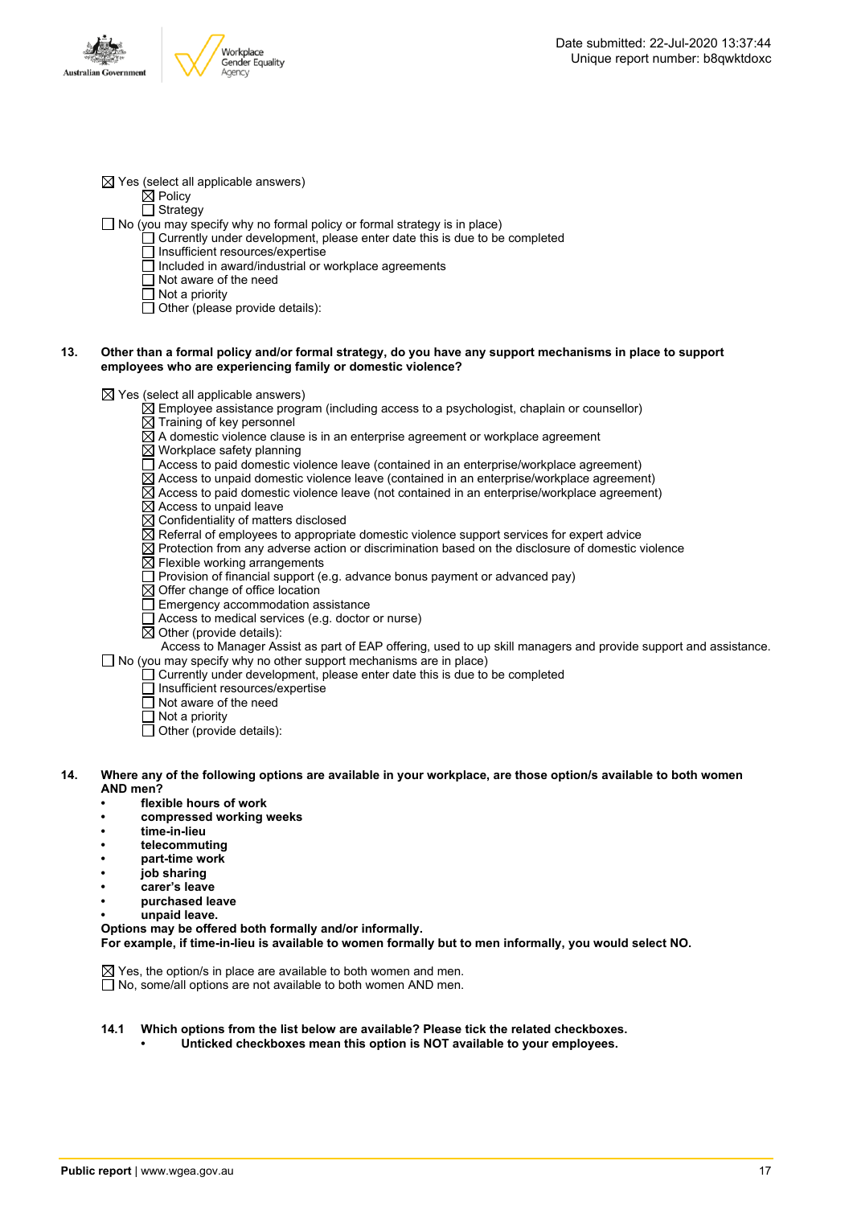☒ Yes (select all applicable answers)
- ☒ Policy
- ☐ Strategy

☐ No (you may specify why no formal policy or formal strategy is in place)
- ☐ Currently under development, please enter date this is due to be completed
- ☐ Insufficient resources/expertise
- ☐ Included in award/industrial or workplace agreements
- ☐ Not aware of the need
- ☐ Not a priority
- ☐ Other (please provide details):

**13. Other than a formal policy and/or formal strategy, do you have any support mechanisms in place to support employees who are experiencing family or domestic violence?**

☒ Yes (select all applicable answers)
- ☒ Employee assistance program (including access to a psychologist, chaplain or counsellor)
- ☒ Training of key personnel
- ☒ A domestic violence clause is in an enterprise agreement or workplace agreement
- ☒ Workplace safety planning
- ☐ Access to paid domestic violence leave (contained in an enterprise/workplace agreement)
- ☒ Access to unpaid domestic violence leave (contained in an enterprise/workplace agreement)
- ☒ Access to paid domestic violence leave (not contained in an enterprise/workplace agreement)
- ☒ Access to unpaid leave
- ☒ Confidentiality of matters disclosed
- ☒ Referral of employees to appropriate domestic violence support services for expert advice
- ☒ Protection from any adverse action or discrimination based on the disclosure of domestic violence
- ☒ Flexible working arrangements
- ☐ Provision of financial support (e.g. advance bonus payment or advanced pay)
- ☒ Offer change of office location
- ☐ Emergency accommodation assistance
- ☐ Access to medical services (e.g. doctor or nurse)
- ☒ Other (provide details):
  Access to Manager Assist as part of EAP offering, used to up skill managers and provide support and assistance.

☐ No (you may specify why no other support mechanisms are in place)
- ☐ Currently under development, please enter date this is due to be completed
- ☐ Insufficient resources/expertise
- ☐ Not aware of the need
- ☐ Not a priority
- ☐ Other (provide details):

**14. Where any of the following options are available in your workplace, are those option/s available to both women AND men?**
- **flexible hours of work**
- **compressed working weeks**
- **time-in-lieu**
- **telecommuting**
- **part-time work**
- **job sharing**
- **carer's leave**
- **purchased leave**
- **unpaid leave.**

**Options may be offered both formally and/or informally.**
**For example, if time-in-lieu is available to women formally but to men informally, you would select NO.**

☒ Yes, the option/s in place are available to both women and men.
☐ No, some/all options are not available to both women AND men.

**14.1 Which options from the list below are available? Please tick the related checkboxes.**
- **Unticked checkboxes mean this option is NOT available to your employees.**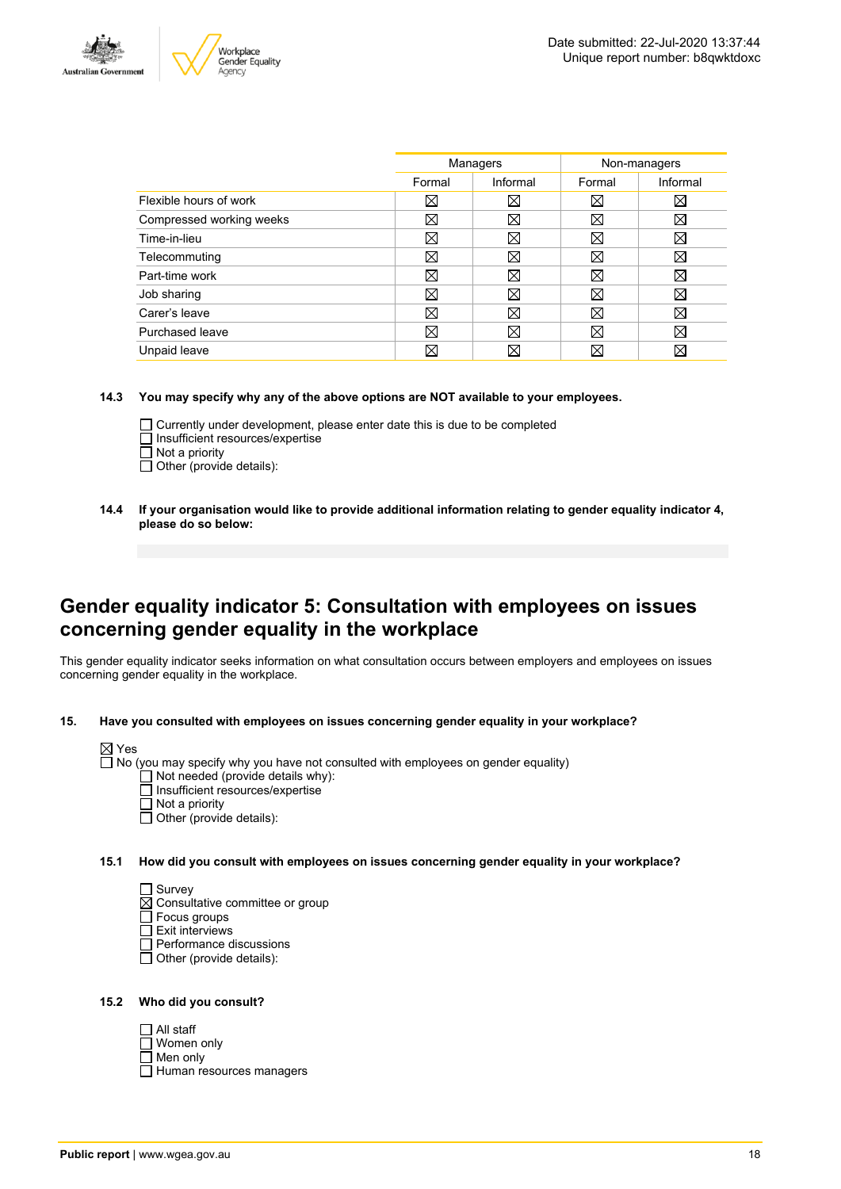| | Managers | | Non-managers | |
|---|---|---|---|---|
| | Formal | Informal | Formal | Informal |
| Flexible hours of work | ☒ | ☒ | ☒ | ☒ |
| Compressed working weeks | ☒ | ☒ | ☒ | ☒ |
| Time-in-lieu | ☒ | ☒ | ☒ | ☒ |
| Telecommuting | ☒ | ☒ | ☒ | ☒ |
| Part-time work | ☒ | ☒ | ☒ | ☒ |
| Job sharing | ☒ | ☒ | ☒ | ☒ |
| Carer's leave | ☒ | ☒ | ☒ | ☒ |
| Purchased leave | ☒ | ☒ | ☒ | ☒ |
| Unpaid leave | ☒ | ☒ | ☒ | ☒ |

**14.3 You may specify why any of the above options are NOT available to your employees.**

☐ Currently under development, please enter date this is due to be completed
☐ Insufficient resources/expertise
☐ Not a priority
☐ Other (provide details):

**14.4 If your organisation would like to provide additional information relating to gender equality indicator 4, please do so below:**

## Gender equality indicator 5: Consultation with employees on issues concerning gender equality in the workplace

This gender equality indicator seeks information on what consultation occurs between employers and employees on issues concerning gender equality in the workplace.

**15. Have you consulted with employees on issues concerning gender equality in your workplace?**

☒ Yes
☐ No (you may specify why you have not consulted with employees on gender equality)
- ☐ Not needed (provide details why):
- ☐ Insufficient resources/expertise
- ☐ Not a priority
- ☐ Other (provide details):

**15.1 How did you consult with employees on issues concerning gender equality in your workplace?**

☐ Survey
☒ Consultative committee or group
☐ Focus groups
☐ Exit interviews
☐ Performance discussions
☐ Other (provide details):

**15.2 Who did you consult?**

☐ All staff
☐ Women only
☐ Men only
☐ Human resources managers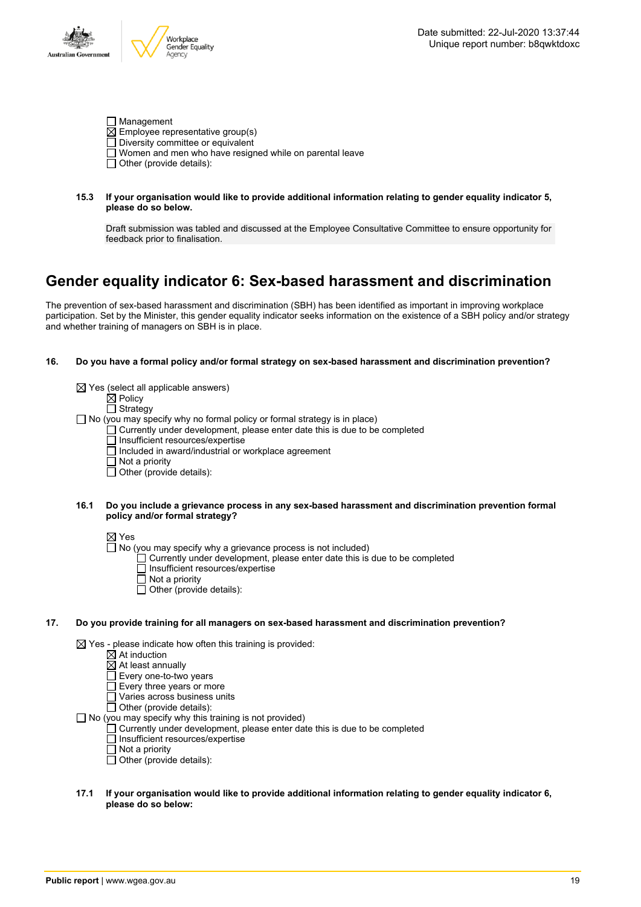- [ ] Management
- [x] Employee representative group(s)
- [ ] Diversity committee or equivalent
- [ ] Women and men who have resigned while on parental leave
- [ ] Other (provide details):

**15.3 If your organisation would like to provide additional information relating to gender equality indicator 5, please do so below.**

Draft submission was tabled and discussed at the Employee Consultative Committee to ensure opportunity for feedback prior to finalisation.

## Gender equality indicator 6: Sex-based harassment and discrimination

The prevention of sex-based harassment and discrimination (SBH) has been identified as important in improving workplace participation. Set by the Minister, this gender equality indicator seeks information on the existence of a SBH policy and/or strategy and whether training of managers on SBH is in place.

**16. Do you have a formal policy and/or formal strategy on sex-based harassment and discrimination prevention?**

- [x] Yes (select all applicable answers)
  - [x] Policy
  - [ ] Strategy
- [ ] No (you may specify why no formal policy or formal strategy is in place)
  - [ ] Currently under development, please enter date this is due to be completed
  - [ ] Insufficient resources/expertise
  - [ ] Included in award/industrial or workplace agreement
  - [ ] Not a priority
  - [ ] Other (provide details):

**16.1 Do you include a grievance process in any sex-based harassment and discrimination prevention formal policy and/or formal strategy?**

- [x] Yes
- [ ] No (you may specify why a grievance process is not included)
  - [ ] Currently under development, please enter date this is due to be completed
  - [ ] Insufficient resources/expertise
  - [ ] Not a priority
  - [ ] Other (provide details):

**17. Do you provide training for all managers on sex-based harassment and discrimination prevention?**

- [x] Yes - please indicate how often this training is provided:
  - [x] At induction
  - [x] At least annually
  - [ ] Every one-to-two years
  - [ ] Every three years or more
  - [ ] Varies across business units
  - [ ] Other (provide details):
- [ ] No (you may specify why this training is not provided)
  - [ ] Currently under development, please enter date this is due to be completed
  - [ ] Insufficient resources/expertise
  - [ ] Not a priority
  - [ ] Other (provide details):

**17.1 If your organisation would like to provide additional information relating to gender equality indicator 6, please do so below:**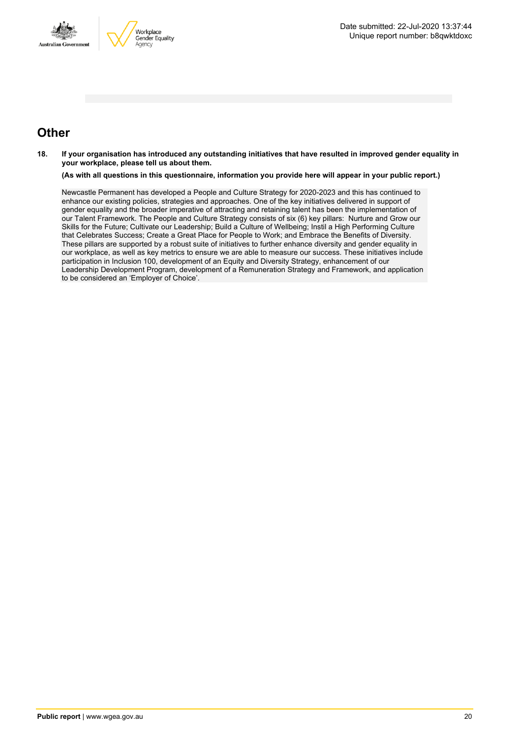## Other

**18. If your organisation has introduced any outstanding initiatives that have resulted in improved gender equality in your workplace, please tell us about them.**

**(As with all questions in this questionnaire, information you provide here will appear in your public report.)**

Newcastle Permanent has developed a People and Culture Strategy for 2020-2023 and this has continued to enhance our existing policies, strategies and approaches. One of the key initiatives delivered in support of gender equality and the broader imperative of attracting and retaining talent has been the implementation of our Talent Framework. The People and Culture Strategy consists of six (6) key pillars: Nurture and Grow our Skills for the Future; Cultivate our Leadership; Build a Culture of Wellbeing; Instil a High Performing Culture that Celebrates Success; Create a Great Place for People to Work; and Embrace the Benefits of Diversity. These pillars are supported by a robust suite of initiatives to further enhance diversity and gender equality in our workplace, as well as key metrics to ensure we are able to measure our success. These initiatives include participation in Inclusion 100, development of an Equity and Diversity Strategy, enhancement of our Leadership Development Program, development of a Remuneration Strategy and Framework, and application to be considered an 'Employer of Choice'.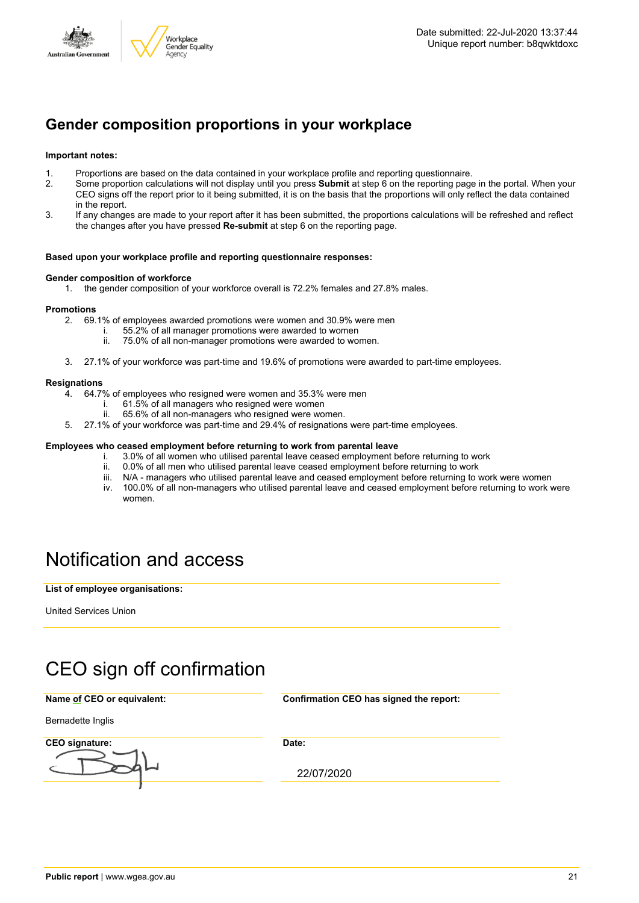## Gender composition proportions in your workplace

**Important notes:**

1. Proportions are based on the data contained in your workplace profile and reporting questionnaire.
2. Some proportion calculations will not display until you press **Submit** at step 6 on the reporting page in the portal. When your CEO signs off the report prior to it being submitted, it is on the basis that the proportions will only reflect the data contained in the report.
3. If any changes are made to your report after it has been submitted, the proportions calculations will be refreshed and reflect the changes after you have pressed **Re-submit** at step 6 on the reporting page.

**Based upon your workplace profile and reporting questionnaire responses:**

**Gender composition of workforce**

1. the gender composition of your workforce overall is 72.2% females and 27.8% males.

**Promotions**

2. 69.1% of employees awarded promotions were women and 30.9% were men
   i. 55.2% of all manager promotions were awarded to women
   ii. 75.0% of all non-manager promotions were awarded to women.

3. 27.1% of your workforce was part-time and 19.6% of promotions were awarded to part-time employees.

**Resignations**

4. 64.7% of employees who resigned were women and 35.3% were men
   i. 61.5% of all managers who resigned were women
   ii. 65.6% of all non-managers who resigned were women.
5. 27.1% of your workforce was part-time and 29.4% of resignations were part-time employees.

**Employees who ceased employment before returning to work from parental leave**

i. 3.0% of all women who utilised parental leave ceased employment before returning to work
ii. 0.0% of all men who utilised parental leave ceased employment before returning to work
iii. N/A - managers who utilised parental leave and ceased employment before returning to work were women
iv. 100.0% of all non-managers who utilised parental leave and ceased employment before returning to work were women.

# Notification and access

**List of employee organisations:**

United Services Union

# CEO sign off confirmation

**Name of CEO or equivalent:**

Bernadette Inglis

**Confirmation CEO has signed the report:**

**CEO signature:**

**Date:**

22/07/2020